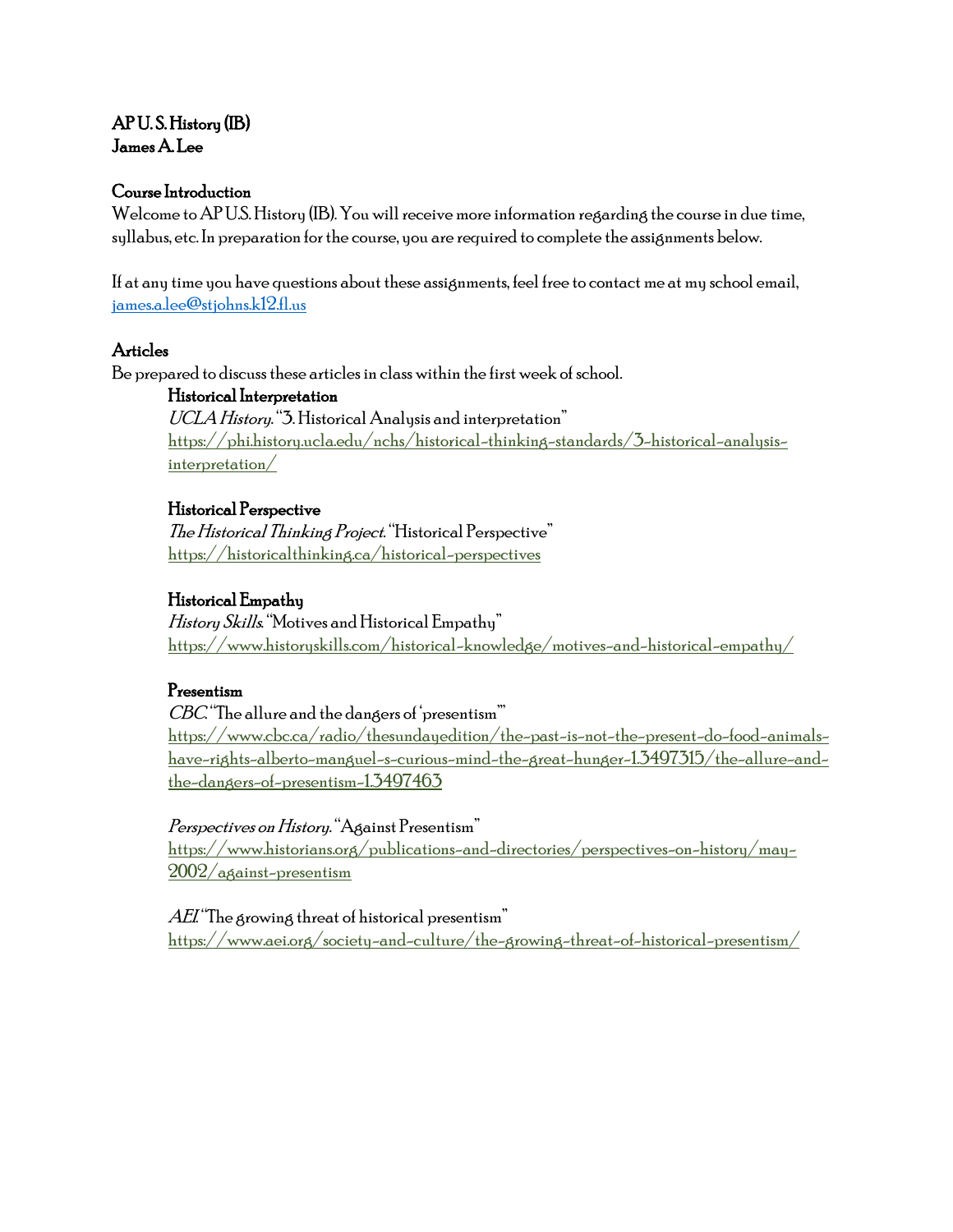**AP U. S. History (IB)**
**James A. Lee**

## Course Introduction

Welcome to AP U.S. History (IB). You will receive more information regarding the course in due time, syllabus, etc. In preparation for the course, you are required to complete the assignments below.

If at any time you have questions about these assignments, feel free to contact me at my school email, james.a.lee@stjohns.k12.fl.us

## Articles

Be prepared to discuss these articles in class within the first week of school.

### Historical Interpretation

*UCLA History*. "3. Historical Analysis and interpretation"
https://phi.history.ucla.edu/nchs/historical-thinking-standards/3-historical-analysis-interpretation/

### Historical Perspective

*The Historical Thinking Project*. "Historical Perspective"
https://historicalthinking.ca/historical-perspectives

### Historical Empathy

*History Skills*. "Motives and Historical Empathy"
https://www.historyskills.com/historical-knowledge/motives-and-historical-empathy/

### Presentism

*CBC*. "The allure and the dangers of 'presentism'"
https://www.cbc.ca/radio/thesundayedition/the-past-is-not-the-present-do-food-animals-have-rights-alberto-manguel-s-curious-mind-the-great-hunger-1.3497315/the-allure-and-the-dangers-of-presentism-1.3497463

*Perspectives on History*. "Against Presentism"
https://www.historians.org/publications-and-directories/perspectives-on-history/may-2002/against-presentism

*AEI*. "The growing threat of historical presentism"
https://www.aei.org/society-and-culture/the-growing-threat-of-historical-presentism/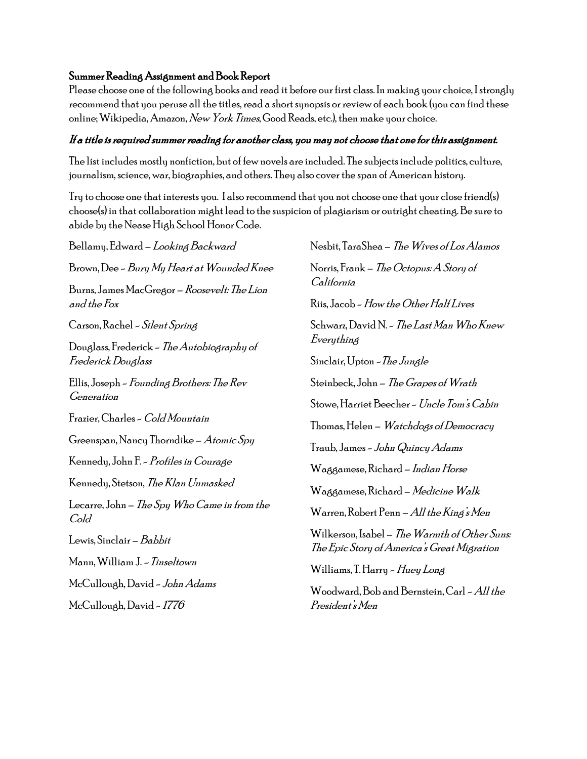**Summer Reading Assignment and Book Report**

Please choose one of the following books and read it before our first class. In making your choice, I strongly recommend that you peruse all the titles, read a short synopsis or review of each book (you can find these online; Wikipedia, Amazon, *New York Times*, Good Reads, etc.), then make your choice.

***If a title is required summer reading for another class, you may not choose that one for this assignment.***

The list includes mostly nonfiction, but of few novels are included. The subjects include politics, culture, journalism, science, war, biographies, and others. They also cover the span of American history.

Try to choose one that interests you. I also recommend that you not choose one that your close friend(s) choose(s) in that collaboration might lead to the suspicion of plagiarism or outright cheating. Be sure to abide by the Nease High School Honor Code.

Bellamy, Edward – *Looking Backward*

Brown, Dee - *Bury My Heart at Wounded Knee*

Burns, James MacGregor – *Roosevelt: The Lion and the Fox*

Carson, Rachel - *Silent Spring*

Douglass, Frederick - *The Autobiography of Frederick Douglass*

Ellis, Joseph - *Founding Brothers: The Rev Generation*

Frazier, Charles - *Cold Mountain*

Greenspan, Nancy Thorndike – *Atomic Spy*

Kennedy, John F. - *Profiles in Courage*

Kennedy, Stetson, *The Klan Unmasked*

Lecarre, John – *The Spy Who Came in from the Cold*

Lewis, Sinclair – *Babbit*

Mann, William J. - *Tinseltown*

McCullough, David - *John Adams*

McCullough, David - *1776*

Nesbit, TaraShea – *The Wives of Los Alamos*

Norris, Frank – *The Octopus: A Story of California*

Riis, Jacob - *How the Other Half Lives*

Schwarz, David N. - *The Last Man Who Knew Everything*

Sinclair, Upton - *The Jungle*

Steinbeck, John – *The Grapes of Wrath*

Stowe, Harriet Beecher - *Uncle Tom's Cabin*

Thomas, Helen – *Watchdogs of Democracy*

Traub, James - *John Quincy Adams*

Waggamese, Richard – *Indian Horse*

Waggamese, Richard – *Medicine Walk*

Warren, Robert Penn – *All the King's Men*

Wilkerson, Isabel – *The Warmth of Other Suns: The Epic Story of America's Great Migration*

Williams, T. Harry - *Huey Long*

Woodward, Bob and Bernstein, Carl - *All the President's Men*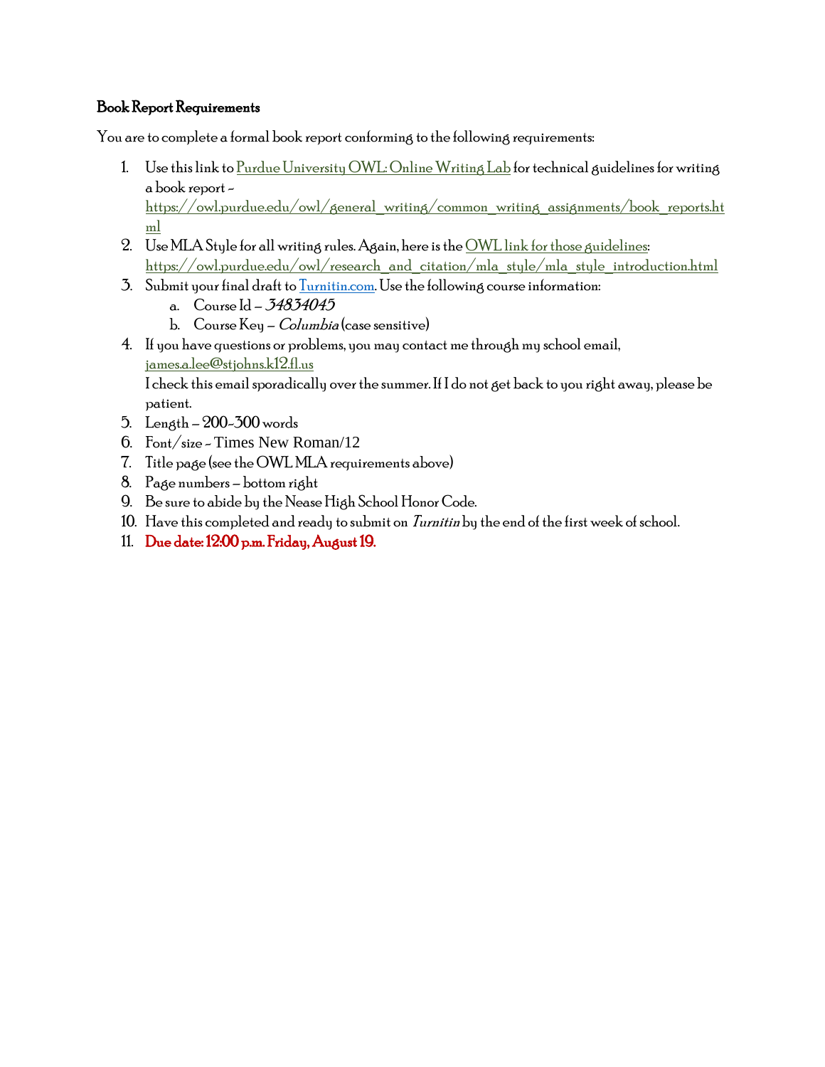**Book Report Requirements**

You are to complete a formal book report conforming to the following requirements:

1. Use this link to [Purdue University OWL: Online Writing Lab](https://owl.purdue.edu/owl/general_writing/common_writing_assignments/book_reports.html) for technical guidelines for writing a book report - https://owl.purdue.edu/owl/general_writing/common_writing_assignments/book_reports.html
2. Use MLA Style for all writing rules. Again, here is the [OWL link for those guidelines](https://owl.purdue.edu/owl/research_and_citation/mla_style/mla_style_introduction.html): https://owl.purdue.edu/owl/research_and_citation/mla_style/mla_style_introduction.html
3. Submit your final draft to [Turnitin.com](Turnitin.com). Use the following course information:
   a. Course Id – *34834045*
   b. Course Key – *Columbia* (case sensitive)
4. If you have questions or problems, you may contact me through my school email, james.a.lee@stjohns.k12.fl.us
   I check this email sporadically over the summer. If I do not get back to you right away, please be patient.
5. Length – 200-300 words
6. Font/size - Times New Roman/12
7. Title page (see the OWL MLA requirements above)
8. Page numbers – bottom right
9. Be sure to abide by the Nease High School Honor Code.
10. Have this completed and ready to submit on *Turnitin* by the end of the first week of school.
11. **Due date: 12:00 p.m. Friday, August 19.**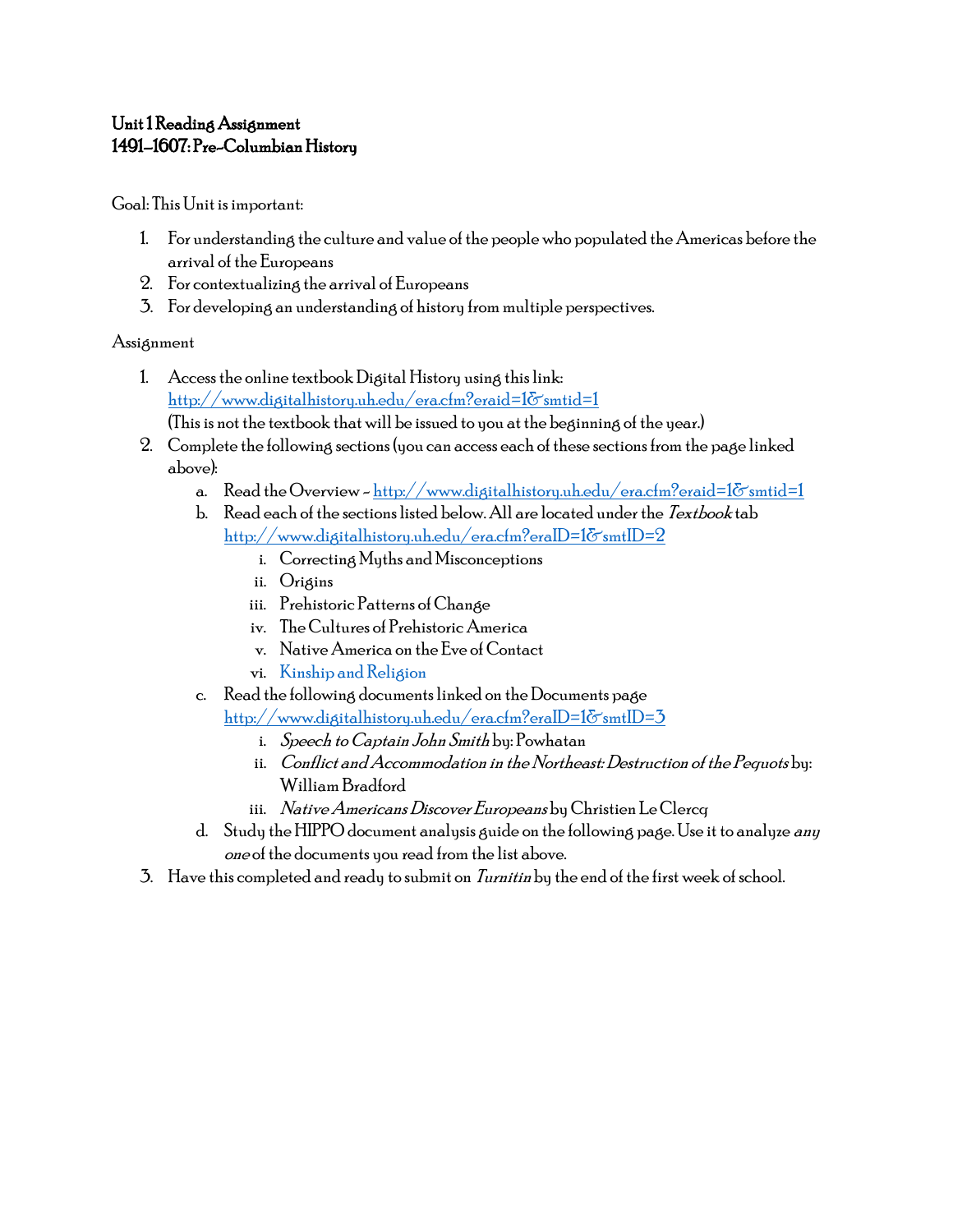**Unit 1 Reading Assignment**
**1491–1607: Pre-Columbian History**

Goal: This Unit is important:

1. For understanding the culture and value of the people who populated the Americas before the arrival of the Europeans
2. For contextualizing the arrival of Europeans
3. For developing an understanding of history from multiple perspectives.

Assignment

1. Access the online textbook Digital History using this link: [http://www.digitalhistory.uh.edu/era.cfm?eraid=1&smtid=1](http://www.digitalhistory.uh.edu/era.cfm?eraid=1&smtid=1)
   (This is not the textbook that will be issued to you at the beginning of the year.)
2. Complete the following sections (you can access each of these sections from the page linked above):
   a. Read the Overview - [http://www.digitalhistory.uh.edu/era.cfm?eraid=1&smtid=1](http://www.digitalhistory.uh.edu/era.cfm?eraid=1&smtid=1)
   b. Read each of the sections listed below. All are located under the *Textbook* tab [http://www.digitalhistory.uh.edu/era.cfm?eraID=1&smtID=2](http://www.digitalhistory.uh.edu/era.cfm?eraID=1&smtID=2)
      i. Correcting Myths and Misconceptions
      ii. Origins
      iii. Prehistoric Patterns of Change
      iv. The Cultures of Prehistoric America
      v. Native America on the Eve of Contact
      vi. Kinship and Religion
   c. Read the following documents linked on the Documents page [http://www.digitalhistory.uh.edu/era.cfm?eraID=1&smtID=3](http://www.digitalhistory.uh.edu/era.cfm?eraID=1&smtID=3)
      i. *Speech to Captain John Smith* by: Powhatan
      ii. *Conflict and Accommodation in the Northeast: Destruction of the Pequots* by: William Bradford
      iii. *Native Americans Discover Europeans* by Christien Le Clercq
   d. Study the HIPPO document analysis guide on the following page. Use it to analyze *any one* of the documents you read from the list above.
3. Have this completed and ready to submit on *Turnitin* by the end of the first week of school.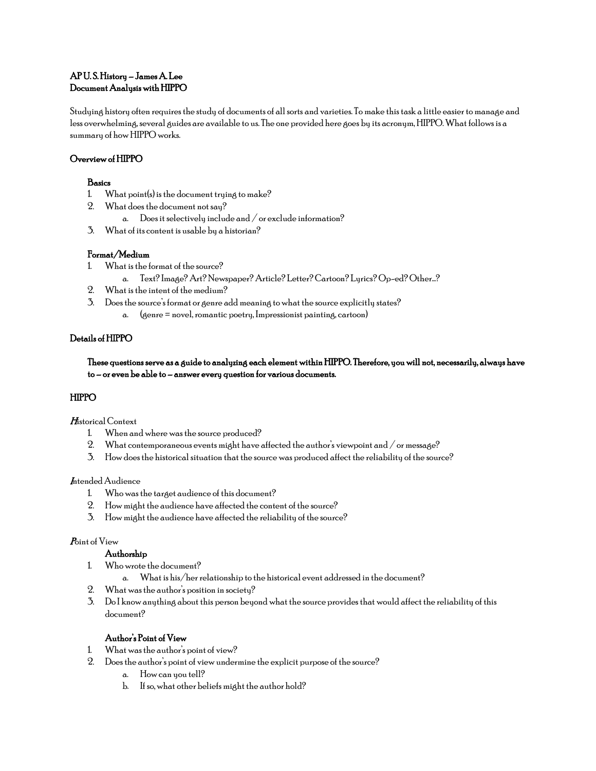**AP U. S. History – James A. Lee**
**Document Analysis with HIPPO**

Studying history often requires the study of documents of all sorts and varieties. To make this task a little easier to manage and less overwhelming, several guides are available to us. The one provided here goes by its acronym, HIPPO. What follows is a summary of how HIPPO works.

## Overview of HIPPO

### Basics

1. What point(s) is the document trying to make?
2. What does the document not say?
   a. Does it selectively include and / or exclude information?
3. What of its content is usable by a historian?

### Format/Medium

1. What is the format of the source?
   a. Text? Image? Art? Newspaper? Article? Letter? Cartoon? Lyrics? Op-ed? Other…?
2. What is the intent of the medium?
3. Does the source's format or genre add meaning to what the source explicitly states?
   a. (genre = novel, romantic poetry, Impressionist painting, cartoon)

## Details of HIPPO

**These questions serve as a guide to analyzing each element within HIPPO. Therefore, you will not, necessarily, always have to – or even be able to – answer every question for various documents.**

## HIPPO

***H***istorical Context

1. When and where was the source produced?
2. What contemporaneous events might have affected the author's viewpoint and / or message?
3. How does the historical situation that the source was produced affect the reliability of the source?

***I***ntended Audience

1. Who was the target audience of this document?
2. How might the audience have affected the content of the source?
3. How might the audience have affected the reliability of the source?

***P***oint of View

**Authorship**

1. Who wrote the document?
   a. What is his/her relationship to the historical event addressed in the document?
2. What was the author's position in society?
3. Do I know anything about this person beyond what the source provides that would affect the reliability of this document?

**Author's Point of View**

1. What was the author's point of view?
2. Does the author's point of view undermine the explicit purpose of the source?
   a. How can you tell?
   b. If so, what other beliefs might the author hold?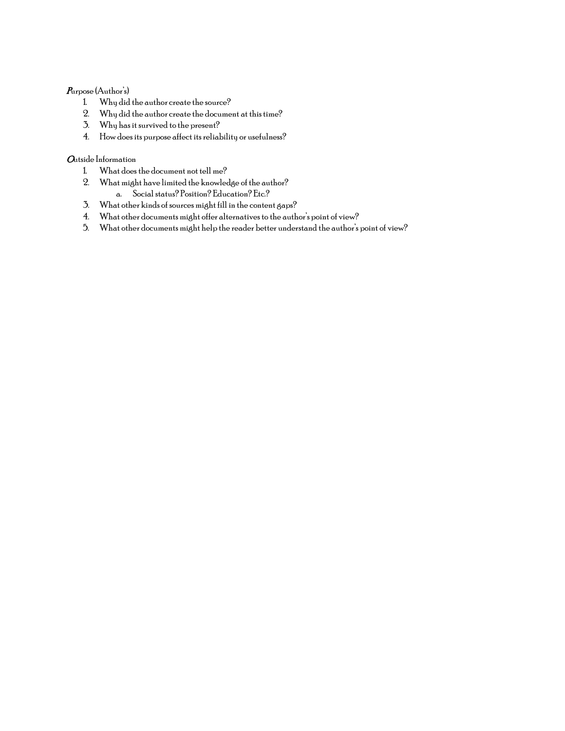**P**urpose (Author's)

1. Why did the author create the source?
2. Why did the author create the document at this time?
3. Why has it survived to the present?
4. How does its purpose affect its reliability or usefulness?

**O**utside Information

1. What does the document not tell me?
2. What might have limited the knowledge of the author?
   a. Social status? Position? Education? Etc.?
3. What other kinds of sources might fill in the content gaps?
4. What other documents might offer alternatives to the author's point of view?
5. What other documents might help the reader better understand the author's point of view?